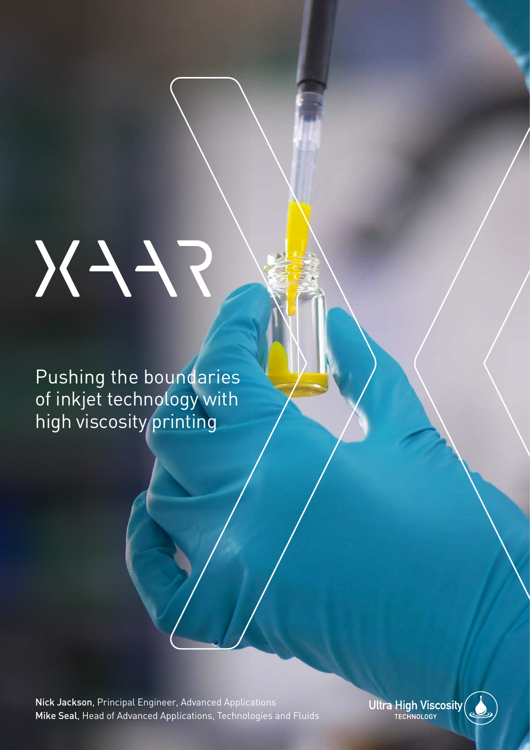XAAR

# Pushing the boundaries of inkjet technology with high viscosity printing

**Nick Jackson**, Principal Engineer, Advanced Applications
**Mike Seal**, Head of Advanced Applications, Technologies and Fluids

Ultra High Viscosity TECHNOLOGY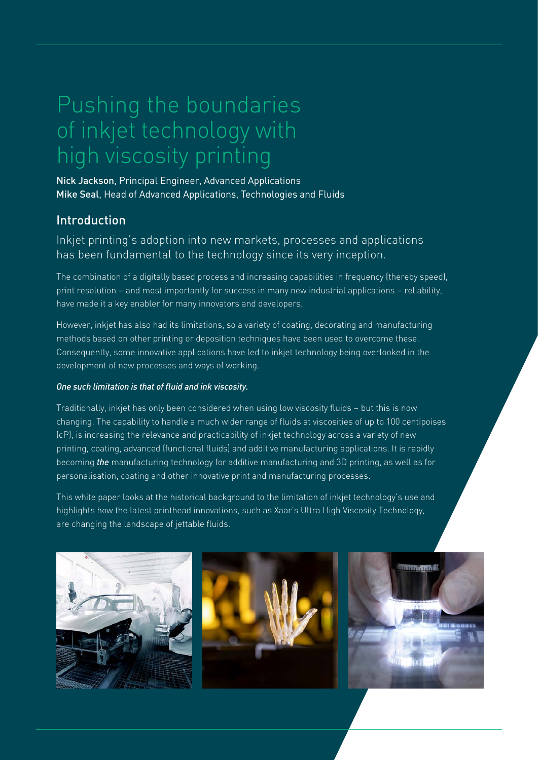# Pushing the boundaries of inkjet technology with high viscosity printing

**Nick Jackson**, Principal Engineer, Advanced Applications
**Mike Seal**, Head of Advanced Applications, Technologies and Fluids

## Introduction

### Inkjet printing's adoption into new markets, processes and applications has been fundamental to the technology since its very inception.

The combination of a digitally based process and increasing capabilities in frequency (thereby speed), print resolution – and most importantly for success in many new industrial applications – reliability, have made it a key enabler for many innovators and developers.

However, inkjet has also had its limitations, so a variety of coating, decorating and manufacturing methods based on other printing or deposition techniques have been used to overcome these. Consequently, some innovative applications have led to inkjet technology being overlooked in the development of new processes and ways of working.

*One such limitation is that of fluid and ink viscosity.*

Traditionally, inkjet has only been considered when using low viscosity fluids – but this is now changing. The capability to handle a much wider range of fluids at viscosities of up to 100 centipoises (cP), is increasing the relevance and practicability of inkjet technology across a variety of new printing, coating, advanced (functional fluids) and additive manufacturing applications. It is rapidly becoming ***the*** manufacturing technology for additive manufacturing and 3D printing, as well as for personalisation, coating and other innovative print and manufacturing processes.

This white paper looks at the historical background to the limitation of inkjet technology's use and highlights how the latest printhead innovations, such as Xaar's Ultra High Viscosity Technology, are changing the landscape of jettable fluids.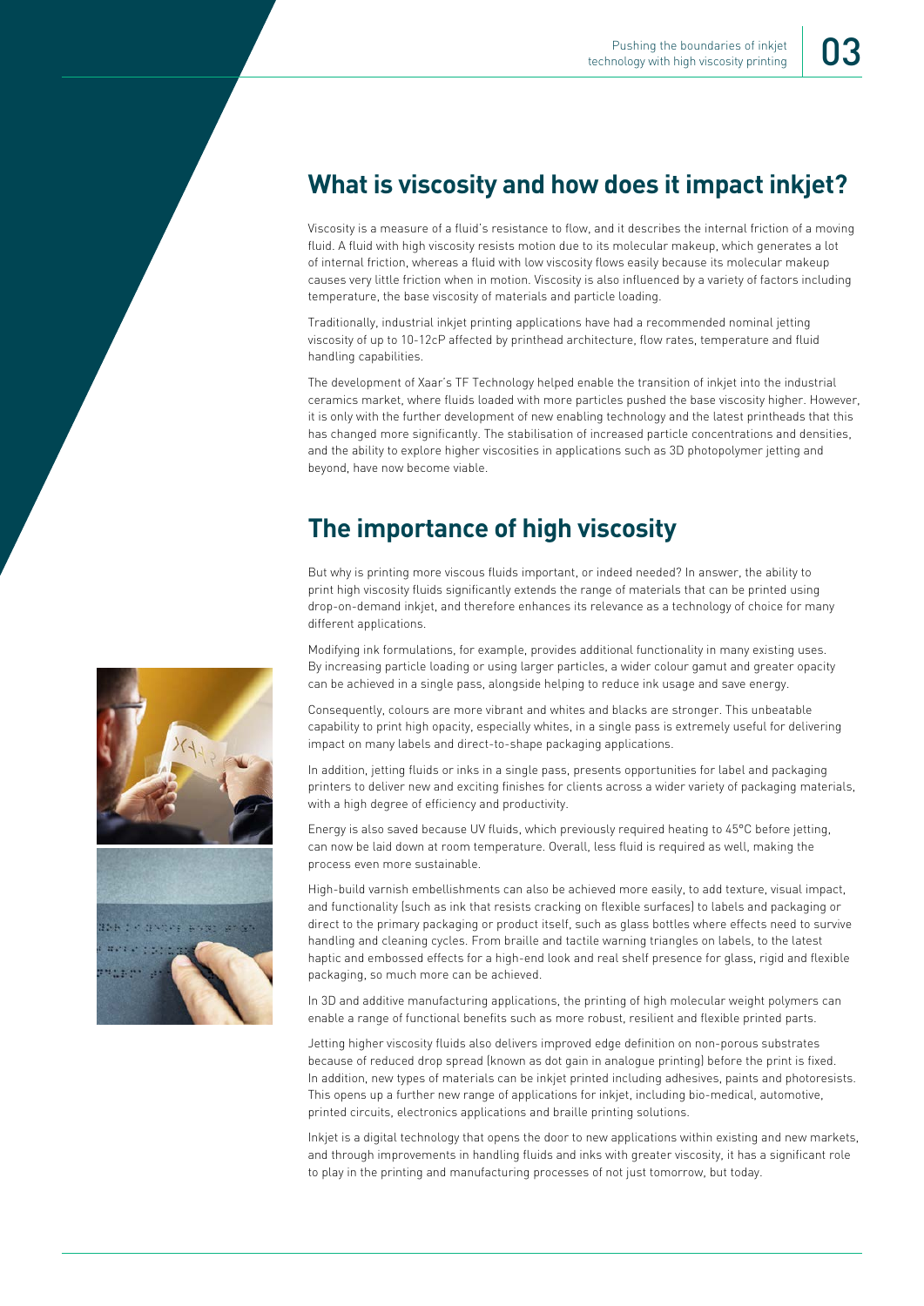## What is viscosity and how does it impact inkjet?

Viscosity is a measure of a fluid's resistance to flow, and it describes the internal friction of a moving fluid. A fluid with high viscosity resists motion due to its molecular makeup, which generates a lot of internal friction, whereas a fluid with low viscosity flows easily because its molecular makeup causes very little friction when in motion. Viscosity is also influenced by a variety of factors including temperature, the base viscosity of materials and particle loading.

Traditionally, industrial inkjet printing applications have had a recommended nominal jetting viscosity of up to 10-12cP affected by printhead architecture, flow rates, temperature and fluid handling capabilities.

The development of Xaar's TF Technology helped enable the transition of inkjet into the industrial ceramics market, where fluids loaded with more particles pushed the base viscosity higher. However, it is only with the further development of new enabling technology and the latest printheads that this has changed more significantly. The stabilisation of increased particle concentrations and densities, and the ability to explore higher viscosities in applications such as 3D photopolymer jetting and beyond, have now become viable.

## The importance of high viscosity

But why is printing more viscous fluids important, or indeed needed? In answer, the ability to print high viscosity fluids significantly extends the range of materials that can be printed using drop-on-demand inkjet, and therefore enhances its relevance as a technology of choice for many different applications.

Modifying ink formulations, for example, provides additional functionality in many existing uses. By increasing particle loading or using larger particles, a wider colour gamut and greater opacity can be achieved in a single pass, alongside helping to reduce ink usage and save energy.

Consequently, colours are more vibrant and whites and blacks are stronger. This unbeatable capability to print high opacity, especially whites, in a single pass is extremely useful for delivering impact on many labels and direct-to-shape packaging applications.

In addition, jetting fluids or inks in a single pass, presents opportunities for label and packaging printers to deliver new and exciting finishes for clients across a wider variety of packaging materials, with a high degree of efficiency and productivity.

Energy is also saved because UV fluids, which previously required heating to 45°C before jetting, can now be laid down at room temperature. Overall, less fluid is required as well, making the process even more sustainable.

High-build varnish embellishments can also be achieved more easily, to add texture, visual impact, and functionality (such as ink that resists cracking on flexible surfaces) to labels and packaging or direct to the primary packaging or product itself, such as glass bottles where effects need to survive handling and cleaning cycles. From braille and tactile warning triangles on labels, to the latest haptic and embossed effects for a high-end look and real shelf presence for glass, rigid and flexible packaging, so much more can be achieved.

In 3D and additive manufacturing applications, the printing of high molecular weight polymers can enable a range of functional benefits such as more robust, resilient and flexible printed parts.

Jetting higher viscosity fluids also delivers improved edge definition on non-porous substrates because of reduced drop spread (known as dot gain in analogue printing) before the print is fixed. In addition, new types of materials can be inkjet printed including adhesives, paints and photoresists. This opens up a further new range of applications for inkjet, including bio-medical, automotive, printed circuits, electronics applications and braille printing solutions.

Inkjet is a digital technology that opens the door to new applications within existing and new markets, and through improvements in handling fluids and inks with greater viscosity, it has a significant role to play in the printing and manufacturing processes of not just tomorrow, but today.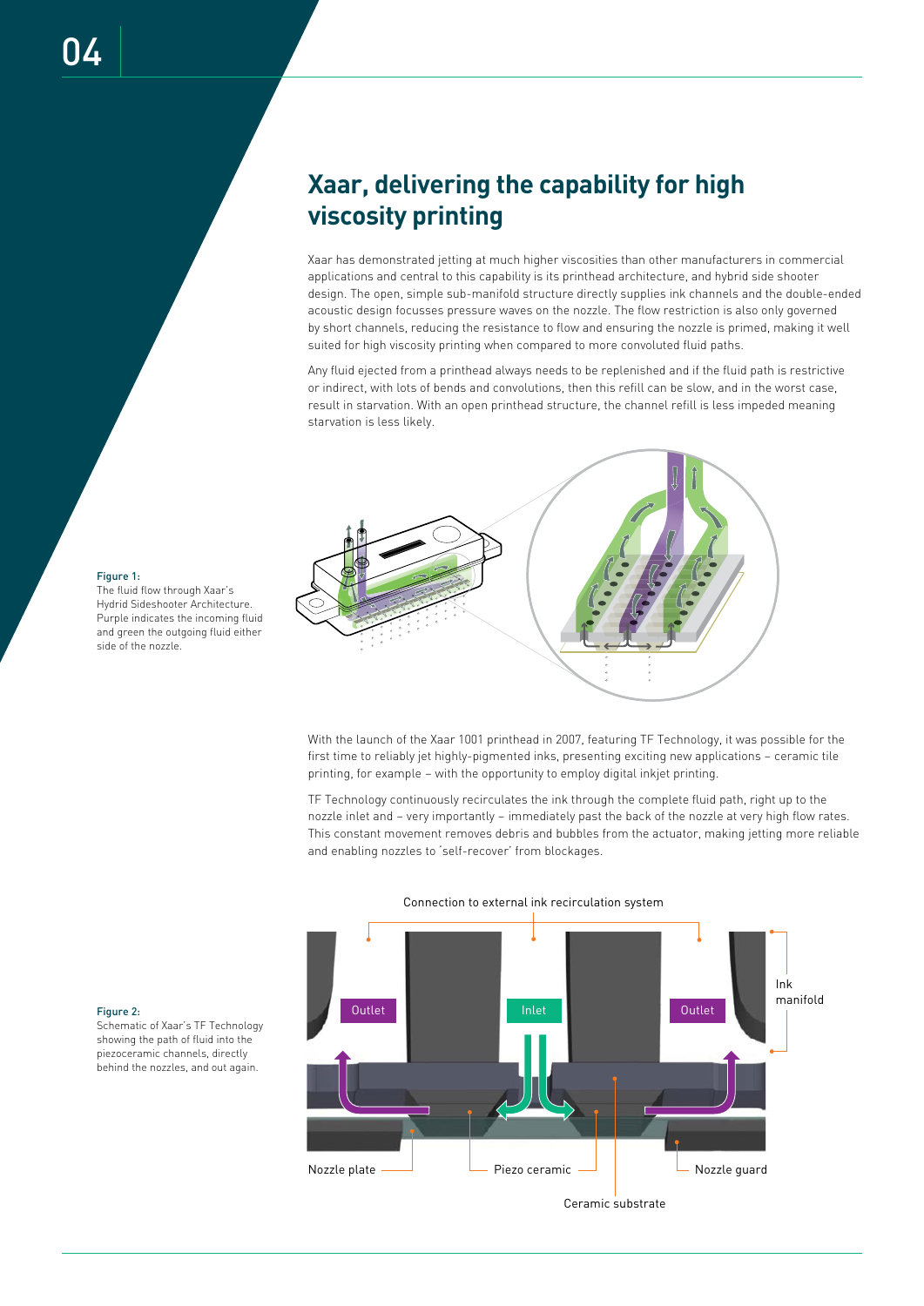# Xaar, delivering the capability for high viscosity printing

Xaar has demonstrated jetting at much higher viscosities than other manufacturers in commercial applications and central to this capability is its printhead architecture, and hybrid side shooter design. The open, simple sub-manifold structure directly supplies ink channels and the double-ended acoustic design focusses pressure waves on the nozzle. The flow restriction is also only governed by short channels, reducing the resistance to flow and ensuring the nozzle is primed, making it well suited for high viscosity printing when compared to more convoluted fluid paths.

Any fluid ejected from a printhead always needs to be replenished and if the fluid path is restrictive or indirect, with lots of bends and convolutions, then this refill can be slow, and in the worst case, result in starvation. With an open printhead structure, the channel refill is less impeded meaning starvation is less likely.

**Figure 1:**
The fluid flow through Xaar's Hydrid Sideshooter Architecture. Purple indicates the incoming fluid and green the outgoing fluid either side of the nozzle.

With the launch of the Xaar 1001 printhead in 2007, featuring TF Technology, it was possible for the first time to reliably jet highly-pigmented inks, presenting exciting new applications – ceramic tile printing, for example – with the opportunity to employ digital inkjet printing.

TF Technology continuously recirculates the ink through the complete fluid path, right up to the nozzle inlet and – very importantly – immediately past the back of the nozzle at very high flow rates. This constant movement removes debris and bubbles from the actuator, making jetting more reliable and enabling nozzles to 'self-recover' from blockages.

Connection to external ink recirculation system

Outlet | Inlet | Outlet

Ink manifold

Nozzle plate | Piezo ceramic | Nozzle guard | Ceramic substrate

**Figure 2:**
Schematic of Xaar's TF Technology showing the path of fluid into the piezoceramic channels, directly behind the nozzles, and out again.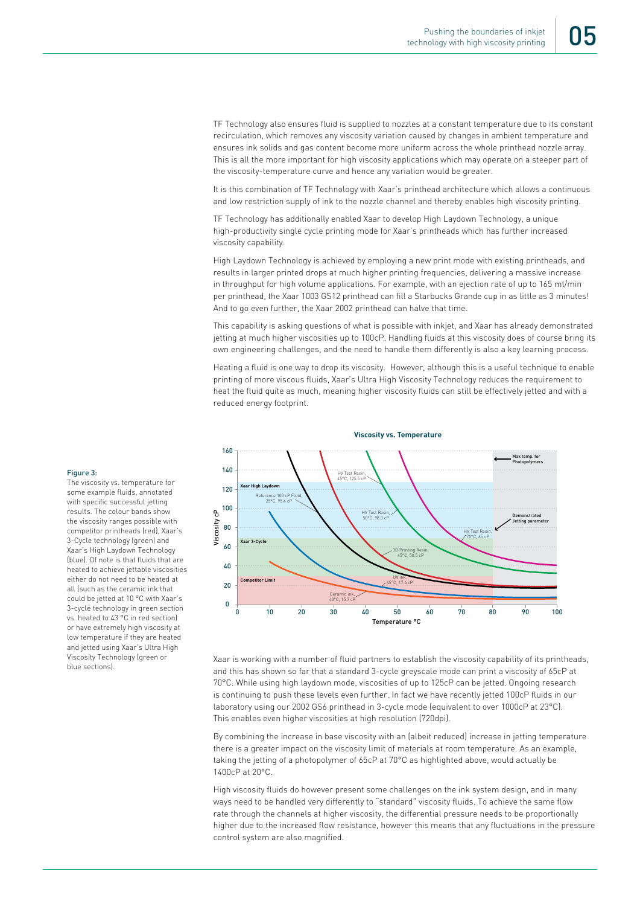TF Technology also ensures fluid is supplied to nozzles at a constant temperature due to its constant recirculation, which removes any viscosity variation caused by changes in ambient temperature and ensures ink solids and gas content become more uniform across the whole printhead nozzle array. This is all the more important for high viscosity applications which may operate on a steeper part of the viscosity-temperature curve and hence any variation would be greater.

It is this combination of TF Technology with Xaar's printhead architecture which allows a continuous and low restriction supply of ink to the nozzle channel and thereby enables high viscosity printing.

TF Technology has additionally enabled Xaar to develop High Laydown Technology, a unique high-productivity single cycle printing mode for Xaar's printheads which has further increased viscosity capability.

High Laydown Technology is achieved by employing a new print mode with existing printheads, and results in larger printed drops at much higher printing frequencies, delivering a massive increase in throughput for high volume applications. For example, with an ejection rate of up to 165 ml/min per printhead, the Xaar 1003 GS12 printhead can fill a Starbucks Grande cup in as little as 3 minutes! And to go even further, the Xaar 2002 printhead can halve that time.

This capability is asking questions of what is possible with inkjet, and Xaar has already demonstrated jetting at much higher viscosities up to 100cP. Handling fluids at this viscosity does of course bring its own engineering challenges, and the need to handle them differently is also a key learning process.

Heating a fluid is one way to drop its viscosity. However, although this is a useful technique to enable printing of more viscous fluids, Xaar's Ultra High Viscosity Technology reduces the requirement to heat the fluid quite as much, meaning higher viscosity fluids can still be effectively jetted and with a reduced energy footprint.

**Viscosity vs. Temperature**

**Figure 3:**
The viscosity vs. temperature for some example fluids, annotated with specific successful jetting results. The colour bands show the viscosity ranges possible with competitor printheads (red), Xaar's 3-Cycle technology (green) and Xaar's High Laydown Technology (blue). Of note is that fluids that are heated to achieve jettable viscosities either do not need to be heated at all (such as the ceramic ink that could be jetted at 10 °C with Xaar's 3-cycle technology in green section vs. heated to 43 °C in red section) or have extremely high viscosity at low temperature if they are heated and jetted using Xaar's Ultra High Viscosity Technology (green or blue sections).

Xaar is working with a number of fluid partners to establish the viscosity capability of its printheads, and this has shown so far that a standard 3-cycle greyscale mode can print a viscosity of 65cP at 70°C. While using high laydown mode, viscosities of up to 125cP can be jetted. Ongoing research is continuing to push these levels even further. In fact we have recently jetted 100cP fluids in our laboratory using our 2002 GS6 printhead in 3-cycle mode (equivalent to over 1000cP at 23°C). This enables even higher viscosities at high resolution (720dpi).

By combining the increase in base viscosity with an (albeit reduced) increase in jetting temperature there is a greater impact on the viscosity limit of materials at room temperature. As an example, taking the jetting of a photopolymer of 65cP at 70°C as highlighted above, would actually be 1400cP at 20°C.

High viscosity fluids do however present some challenges on the ink system design, and in many ways need to be handled very differently to "standard" viscosity fluids. To achieve the same flow rate through the channels at higher viscosity, the differential pressure needs to be proportionally higher due to the increased flow resistance, however this means that any fluctuations in the pressure control system are also magnified.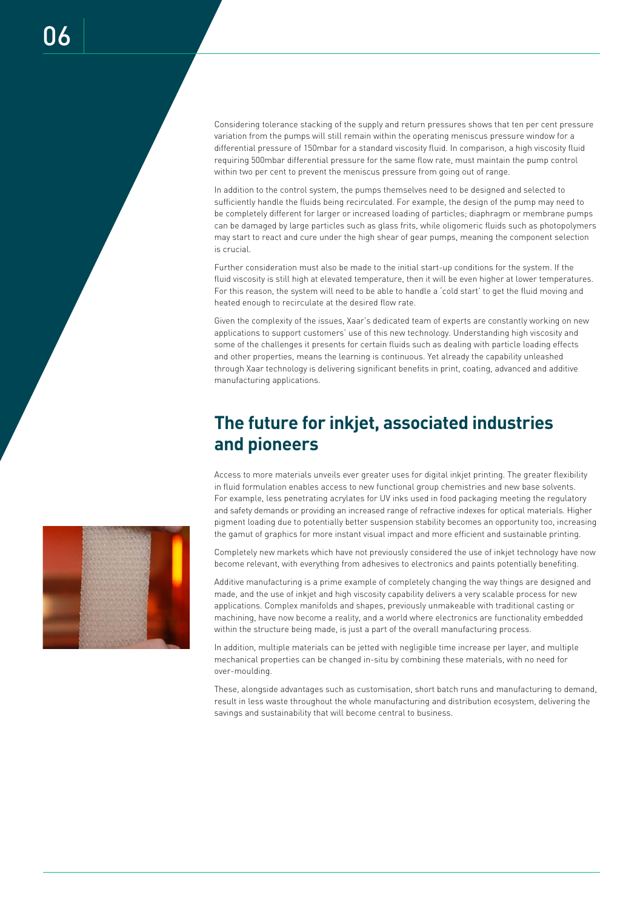Considering tolerance stacking of the supply and return pressures shows that ten per cent pressure variation from the pumps will still remain within the operating meniscus pressure window for a differential pressure of 150mbar for a standard viscosity fluid. In comparison, a high viscosity fluid requiring 500mbar differential pressure for the same flow rate, must maintain the pump control within two per cent to prevent the meniscus pressure from going out of range.

In addition to the control system, the pumps themselves need to be designed and selected to sufficiently handle the fluids being recirculated. For example, the design of the pump may need to be completely different for larger or increased loading of particles; diaphragm or membrane pumps can be damaged by large particles such as glass frits, while oligomeric fluids such as photopolymers may start to react and cure under the high shear of gear pumps, meaning the component selection is crucial.

Further consideration must also be made to the initial start-up conditions for the system. If the fluid viscosity is still high at elevated temperature, then it will be even higher at lower temperatures. For this reason, the system will need to be able to handle a 'cold start' to get the fluid moving and heated enough to recirculate at the desired flow rate.

Given the complexity of the issues, Xaar's dedicated team of experts are constantly working on new applications to support customers' use of this new technology. Understanding high viscosity and some of the challenges it presents for certain fluids such as dealing with particle loading effects and other properties, means the learning is continuous. Yet already the capability unleashed through Xaar technology is delivering significant benefits in print, coating, advanced and additive manufacturing applications.

## The future for inkjet, associated industries and pioneers

Access to more materials unveils ever greater uses for digital inkjet printing. The greater flexibility in fluid formulation enables access to new functional group chemistries and new base solvents. For example, less penetrating acrylates for UV inks used in food packaging meeting the regulatory and safety demands or providing an increased range of refractive indexes for optical materials. Higher pigment loading due to potentially better suspension stability becomes an opportunity too, increasing the gamut of graphics for more instant visual impact and more efficient and sustainable printing.

Completely new markets which have not previously considered the use of inkjet technology have now become relevant, with everything from adhesives to electronics and paints potentially benefiting.

Additive manufacturing is a prime example of completely changing the way things are designed and made, and the use of inkjet and high viscosity capability delivers a very scalable process for new applications. Complex manifolds and shapes, previously unmakeable with traditional casting or machining, have now become a reality, and a world where electronics are functionality embedded within the structure being made, is just a part of the overall manufacturing process.

In addition, multiple materials can be jetted with negligible time increase per layer, and multiple mechanical properties can be changed in-situ by combining these materials, with no need for over-moulding.

These, alongside advantages such as customisation, short batch runs and manufacturing to demand, result in less waste throughout the whole manufacturing and distribution ecosystem, delivering the savings and sustainability that will become central to business.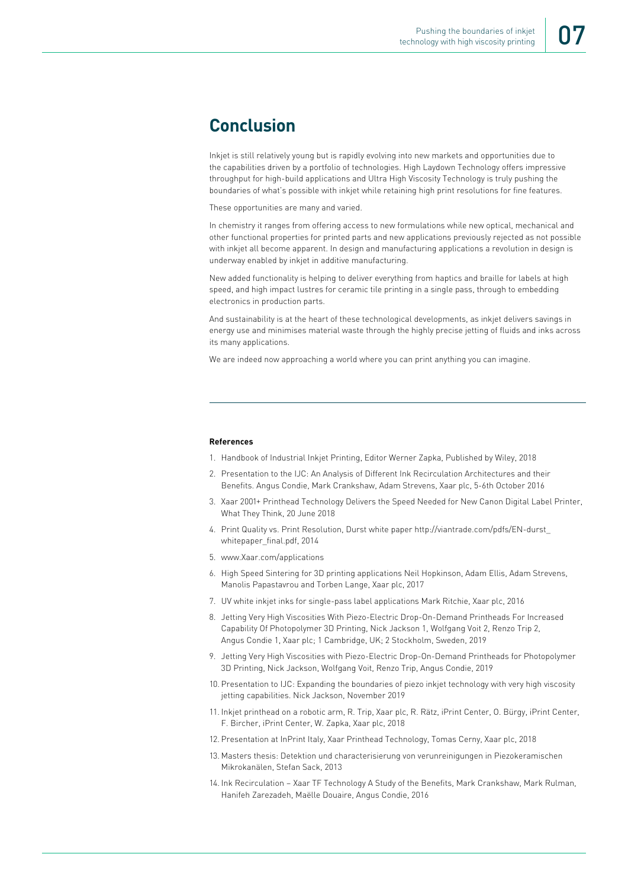## Conclusion

Inkjet is still relatively young but is rapidly evolving into new markets and opportunities due to the capabilities driven by a portfolio of technologies. High Laydown Technology offers impressive throughput for high-build applications and Ultra High Viscosity Technology is truly pushing the boundaries of what's possible with inkjet while retaining high print resolutions for fine features.

These opportunities are many and varied.

In chemistry it ranges from offering access to new formulations while new optical, mechanical and other functional properties for printed parts and new applications previously rejected as not possible with inkjet all become apparent. In design and manufacturing applications a revolution in design is underway enabled by inkjet in additive manufacturing.

New added functionality is helping to deliver everything from haptics and braille for labels at high speed, and high impact lustres for ceramic tile printing in a single pass, through to embedding electronics in production parts.

And sustainability is at the heart of these technological developments, as inkjet delivers savings in energy use and minimises material waste through the highly precise jetting of fluids and inks across its many applications.

We are indeed now approaching a world where you can print anything you can imagine.

---

**References**

1. Handbook of Industrial Inkjet Printing, Editor Werner Zapka, Published by Wiley, 2018
2. Presentation to the IJC: An Analysis of Different Ink Recirculation Architectures and their Benefits. Angus Condie, Mark Crankshaw, Adam Strevens, Xaar plc, 5-6th October 2016
3. Xaar 2001+ Printhead Technology Delivers the Speed Needed for New Canon Digital Label Printer, What They Think, 20 June 2018
4. Print Quality vs. Print Resolution, Durst white paper http://viantrade.com/pdfs/EN-durst_whitepaper_final.pdf, 2014
5. www.Xaar.com/applications
6. High Speed Sintering for 3D printing applications Neil Hopkinson, Adam Ellis, Adam Strevens, Manolis Papastavrou and Torben Lange, Xaar plc, 2017
7. UV white inkjet inks for single-pass label applications Mark Ritchie, Xaar plc, 2016
8. Jetting Very High Viscosities With Piezo-Electric Drop-On-Demand Printheads For Increased Capability Of Photopolymer 3D Printing, Nick Jackson 1, Wolfgang Voit 2, Renzo Trip 2, Angus Condie 1, Xaar plc; 1 Cambridge, UK; 2 Stockholm, Sweden, 2019
9. Jetting Very High Viscosities with Piezo-Electric Drop-On-Demand Printheads for Photopolymer 3D Printing, Nick Jackson, Wolfgang Voit, Renzo Trip, Angus Condie, 2019
10. Presentation to IJC: Expanding the boundaries of piezo inkjet technology with very high viscosity jetting capabilities. Nick Jackson, November 2019
11. Inkjet printhead on a robotic arm, R. Trip, Xaar plc, R. Rätz, iPrint Center, O. Bürgy, iPrint Center, F. Bircher, iPrint Center, W. Zapka, Xaar plc, 2018
12. Presentation at InPrint Italy, Xaar Printhead Technology, Tomas Cerny, Xaar plc, 2018
13. Masters thesis: Detektion und characterisierung von verunreinigungen in Piezokeramischen Mikrokanälen, Stefan Sack, 2013
14. Ink Recirculation – Xaar TF Technology A Study of the Benefits, Mark Crankshaw, Mark Rulman, Hanifeh Zarezadeh, Maëlle Douaire, Angus Condie, 2016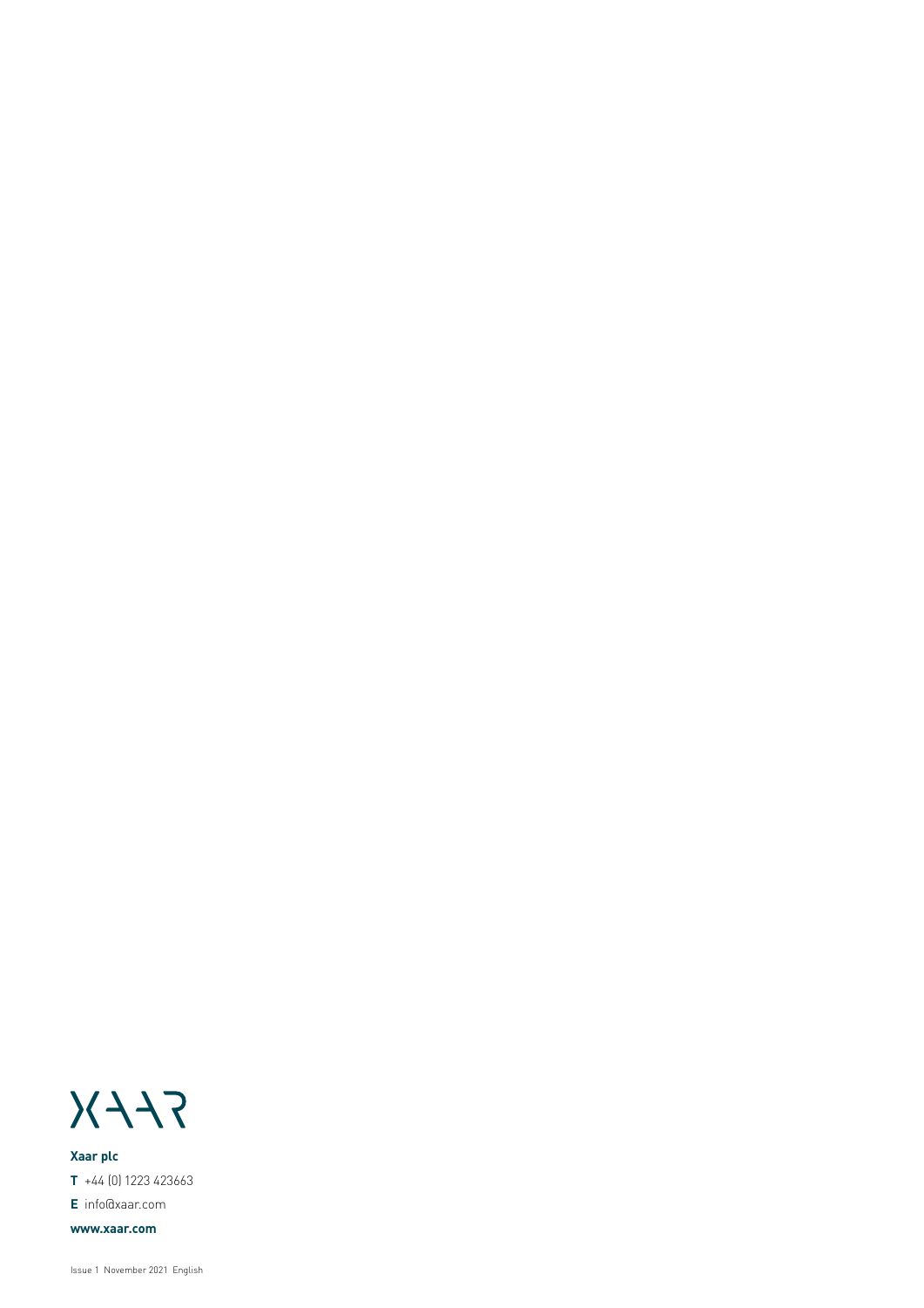XAAR

**Xaar plc**

**T** +44 (0) 1223 423663

**E** info@xaar.com

**www.xaar.com**

Issue 1 November 2021 English